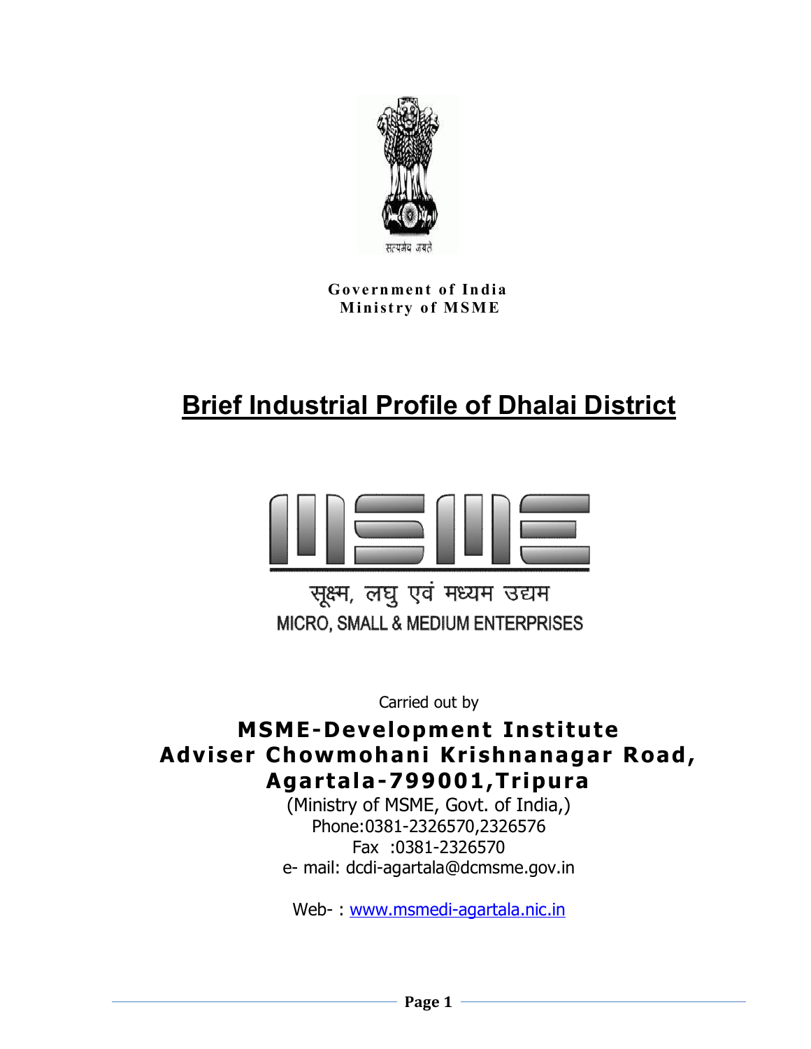सत्यमेव जयते

**Government of India**
**Ministry of MSME**

# Brief Industrial Profile of Dhalai District

सूक्ष्म, लघु एवं मध्यम उद्यम
MICRO, SMALL & MEDIUM ENTERPRISES

Carried out by

## MSME-Development Institute
## Adviser Chowmohani Krishnanagar Road,
## Agartala-799001,Tripura

(Ministry of MSME, Govt. of India,)
Phone:0381-2326570,2326576
Fax :0381-2326570
e- mail: dcdi-agartala@dcmsme.gov.in

Web- : www.msmedi-agartala.nic.in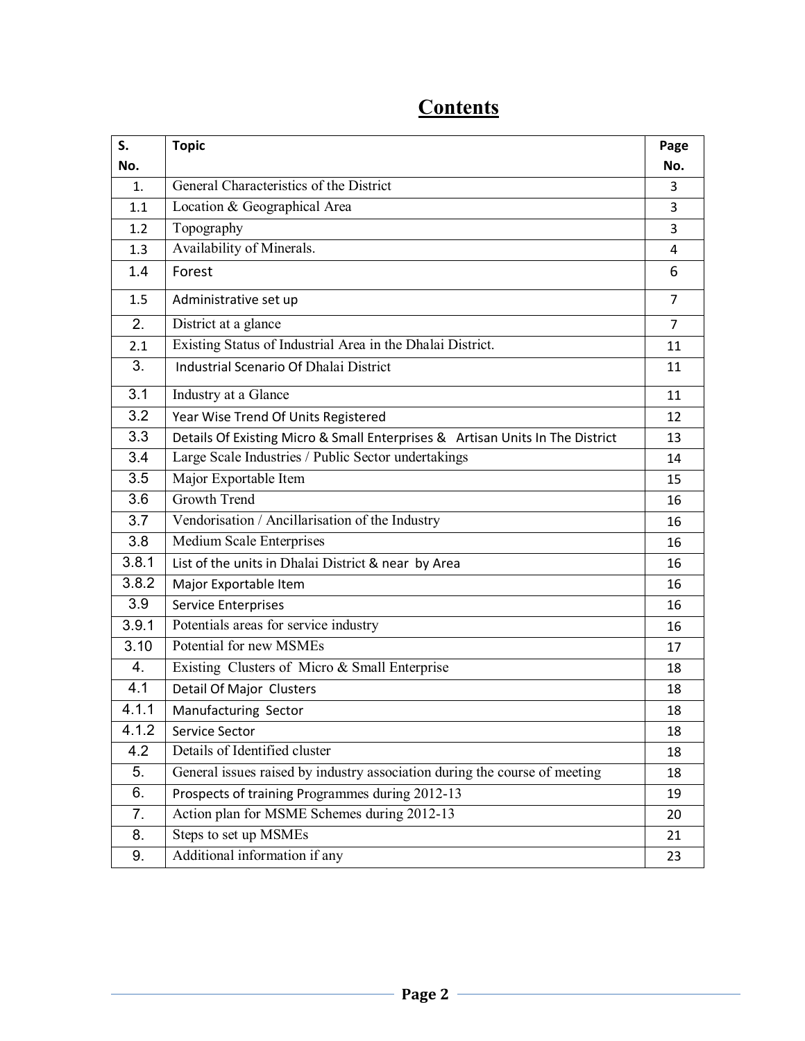# Contents

| S. No. | Topic | Page No. |
|---|---|---|
| 1. | General Characteristics of the District | 3 |
| 1.1 | Location & Geographical Area | 3 |
| 1.2 | Topography | 3 |
| 1.3 | Availability of Minerals. | 4 |
| 1.4 | Forest | 6 |
| 1.5 | Administrative set up | 7 |
| 2. | District at a glance | 7 |
| 2.1 | Existing Status of Industrial Area in the Dhalai District. | 11 |
| 3. | Industrial Scenario Of Dhalai District | 11 |
| 3.1 | Industry at a Glance | 11 |
| 3.2 | Year Wise Trend Of Units Registered | 12 |
| 3.3 | Details Of Existing Micro & Small Enterprises & Artisan Units In The District | 13 |
| 3.4 | Large Scale Industries / Public Sector undertakings | 14 |
| 3.5 | Major Exportable Item | 15 |
| 3.6 | Growth Trend | 16 |
| 3.7 | Vendorisation / Ancillarisation of the Industry | 16 |
| 3.8 | Medium Scale Enterprises | 16 |
| 3.8.1 | List of the units in Dhalai District & near by Area | 16 |
| 3.8.2 | Major Exportable Item | 16 |
| 3.9 | Service Enterprises | 16 |
| 3.9.1 | Potentials areas for service industry | 16 |
| 3.10 | Potential for new MSMEs | 17 |
| 4. | Existing Clusters of Micro & Small Enterprise | 18 |
| 4.1 | Detail Of Major Clusters | 18 |
| 4.1.1 | Manufacturing Sector | 18 |
| 4.1.2 | Service Sector | 18 |
| 4.2 | Details of Identified cluster | 18 |
| 5. | General issues raised by industry association during the course of meeting | 18 |
| 6. | Prospects of training Programmes during 2012-13 | 19 |
| 7. | Action plan for MSME Schemes during 2012-13 | 20 |
| 8. | Steps to set up MSMEs | 21 |
| 9. | Additional information if any | 23 |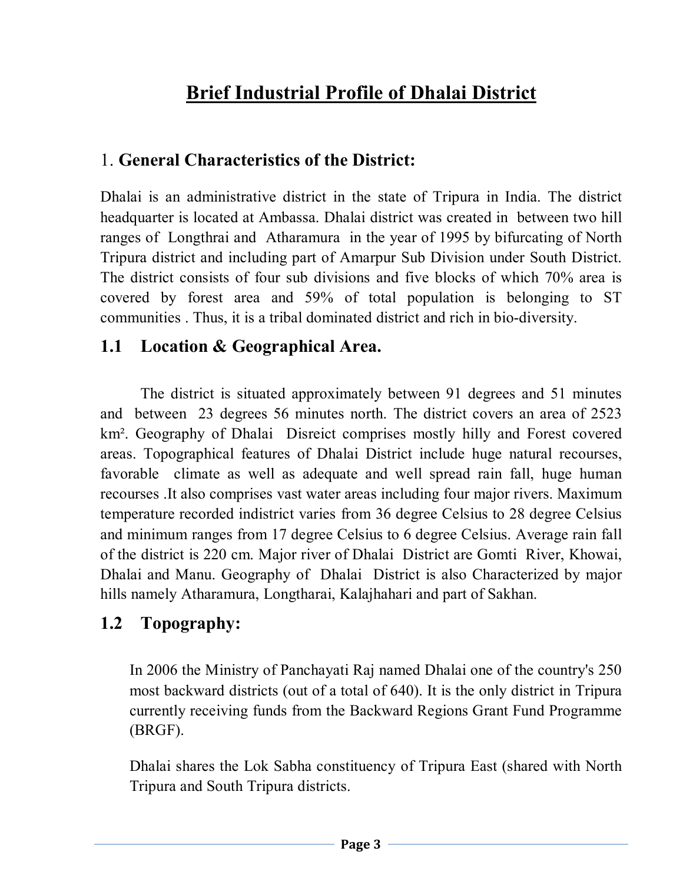# Brief Industrial Profile of Dhalai District

## 1. General Characteristics of the District:

Dhalai is an administrative district in the state of Tripura in India. The district headquarter is located at Ambassa. Dhalai district was created in between two hill ranges of Longthrai and Atharamura in the year of 1995 by bifurcating of North Tripura district and including part of Amarpur Sub Division under South District. The district consists of four sub divisions and five blocks of which 70% area is covered by forest area and 59% of total population is belonging to ST communities . Thus, it is a tribal dominated district and rich in bio-diversity.

### 1.1 Location & Geographical Area.

The district is situated approximately between 91 degrees and 51 minutes and between 23 degrees 56 minutes north. The district covers an area of 2523 km². Geography of Dhalai Disreict comprises mostly hilly and Forest covered areas. Topographical features of Dhalai District include huge natural recourses, favorable climate as well as adequate and well spread rain fall, huge human recourses .It also comprises vast water areas including four major rivers. Maximum temperature recorded indistrict varies from 36 degree Celsius to 28 degree Celsius and minimum ranges from 17 degree Celsius to 6 degree Celsius. Average rain fall of the district is 220 cm. Major river of Dhalai District are Gomti River, Khowai, Dhalai and Manu. Geography of Dhalai District is also Characterized by major hills namely Atharamura, Longtharai, Kalajhahari and part of Sakhan.

### 1.2 Topography:

In 2006 the Ministry of Panchayati Raj named Dhalai one of the country's 250 most backward districts (out of a total of 640). It is the only district in Tripura currently receiving funds from the Backward Regions Grant Fund Programme (BRGF).

Dhalai shares the Lok Sabha constituency of Tripura East (shared with North Tripura and South Tripura districts.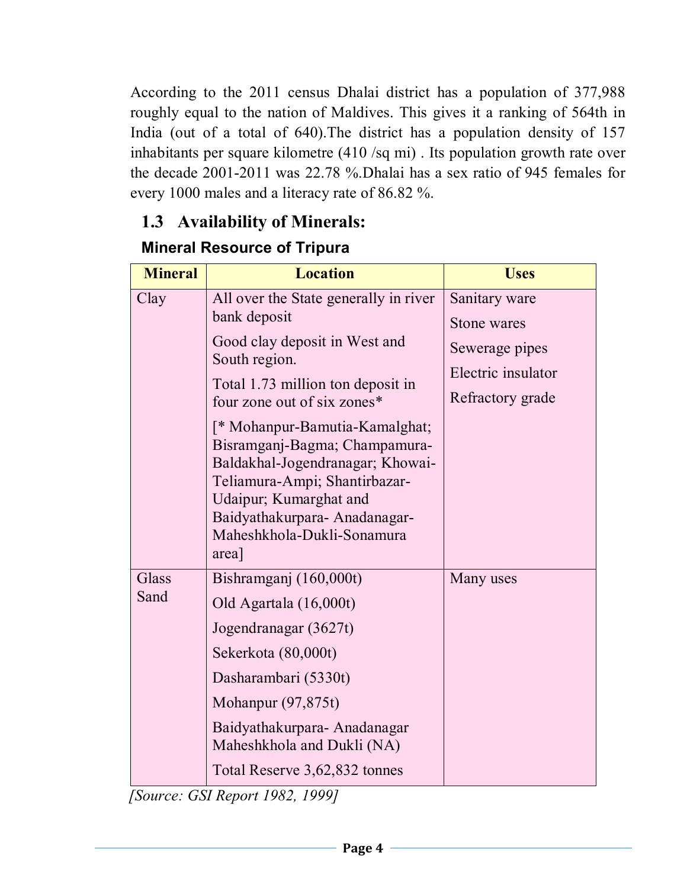According to the 2011 census Dhalai district has a population of 377,988 roughly equal to the nation of Maldives. This gives it a ranking of 564th in India (out of a total of 640).The district has a population density of 157 inhabitants per square kilometre (410 /sq mi) . Its population growth rate over the decade 2001-2011 was 22.78 %.Dhalai has a sex ratio of 945 females for every 1000 males and a literacy rate of 86.82 %.

## 1.3 Availability of Minerals:

### Mineral Resource of Tripura

| Mineral | Location | Uses |
|---|---|---|
| Clay | All over the State generally in river bank deposit<br>Good clay deposit in West and South region.<br>Total 1.73 million ton deposit in four zone out of six zones*<br>[* Mohanpur-Bamutia-Kamalghat; Bisramganj-Bagma; Champamura-Baldakhal-Jogendranagar; Khowai-Teliamura-Ampi; Shantirbazar-Udaipur; Kumarghat and Baidyathakurpara- Anadanagar-Maheshkhola-Dukli-Sonamura area] | Sanitary ware<br>Stone wares<br>Sewerage pipes<br>Electric insulator<br>Refractory grade |
| Glass Sand | Bishramganj (160,000t)<br>Old Agartala (16,000t)<br>Jogendranagar (3627t)<br>Sekerkota (80,000t)<br>Dasharambari (5330t)<br>Mohanpur (97,875t)<br>Baidyathakurpara- Anadanagar Maheshkhola and Dukli (NA)<br>Total Reserve 3,62,832 tonnes | Many uses |

*[Source: GSI Report 1982, 1999]*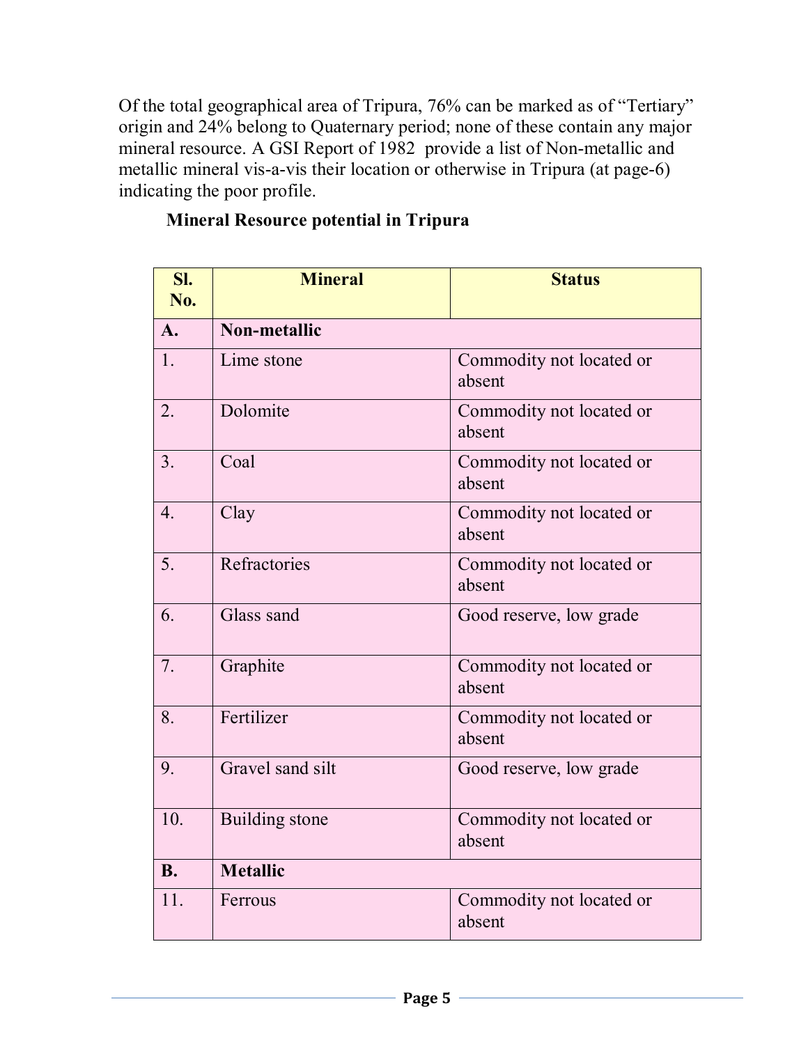Of the total geographical area of Tripura, 76% can be marked as of "Tertiary" origin and 24% belong to Quaternary period; none of these contain any major mineral resource. A GSI Report of 1982 provide a list of Non-metallic and metallic mineral vis-a-vis their location or otherwise in Tripura (at page-6) indicating the poor profile.

**Mineral Resource potential in Tripura**

| Sl. No. | Mineral | Status |
|---|---|---|
| **A.** | **Non-metallic** | |
| 1. | Lime stone | Commodity not located or absent |
| 2. | Dolomite | Commodity not located or absent |
| 3. | Coal | Commodity not located or absent |
| 4. | Clay | Commodity not located or absent |
| 5. | Refractories | Commodity not located or absent |
| 6. | Glass sand | Good reserve, low grade |
| 7. | Graphite | Commodity not located or absent |
| 8. | Fertilizer | Commodity not located or absent |
| 9. | Gravel sand silt | Good reserve, low grade |
| 10. | Building stone | Commodity not located or absent |
| **B.** | **Metallic** | |
| 11. | Ferrous | Commodity not located or absent |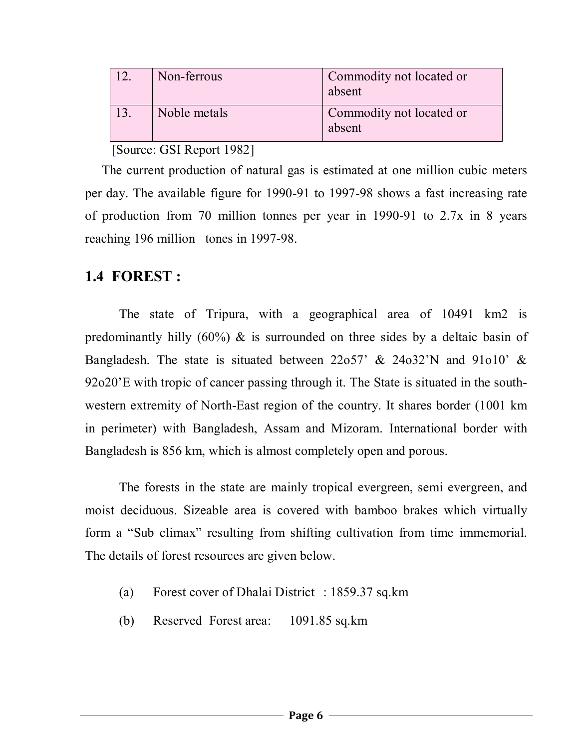| 12. | Non-ferrous | Commodity not located or absent |
|---|---|---|
| 13. | Noble metals | Commodity not located or absent |

[Source: GSI Report 1982]

The current production of natural gas is estimated at one million cubic meters per day. The available figure for 1990-91 to 1997-98 shows a fast increasing rate of production from 70 million tonnes per year in 1990-91 to 2.7x in 8 years reaching 196 million tones in 1997-98.

## 1.4 FOREST :

The state of Tripura, with a geographical area of 10491 km2 is predominantly hilly (60%) & is surrounded on three sides by a deltaic basin of Bangladesh. The state is situated between 22o57' & 24o32'N and 91o10' & 92o20'E with tropic of cancer passing through it. The State is situated in the south-western extremity of North-East region of the country. It shares border (1001 km in perimeter) with Bangladesh, Assam and Mizoram. International border with Bangladesh is 856 km, which is almost completely open and porous.

The forests in the state are mainly tropical evergreen, semi evergreen, and moist deciduous. Sizeable area is covered with bamboo brakes which virtually form a "Sub climax" resulting from shifting cultivation from time immemorial. The details of forest resources are given below.

(a) Forest cover of Dhalai District : 1859.37 sq.km

(b) Reserved Forest area: 1091.85 sq.km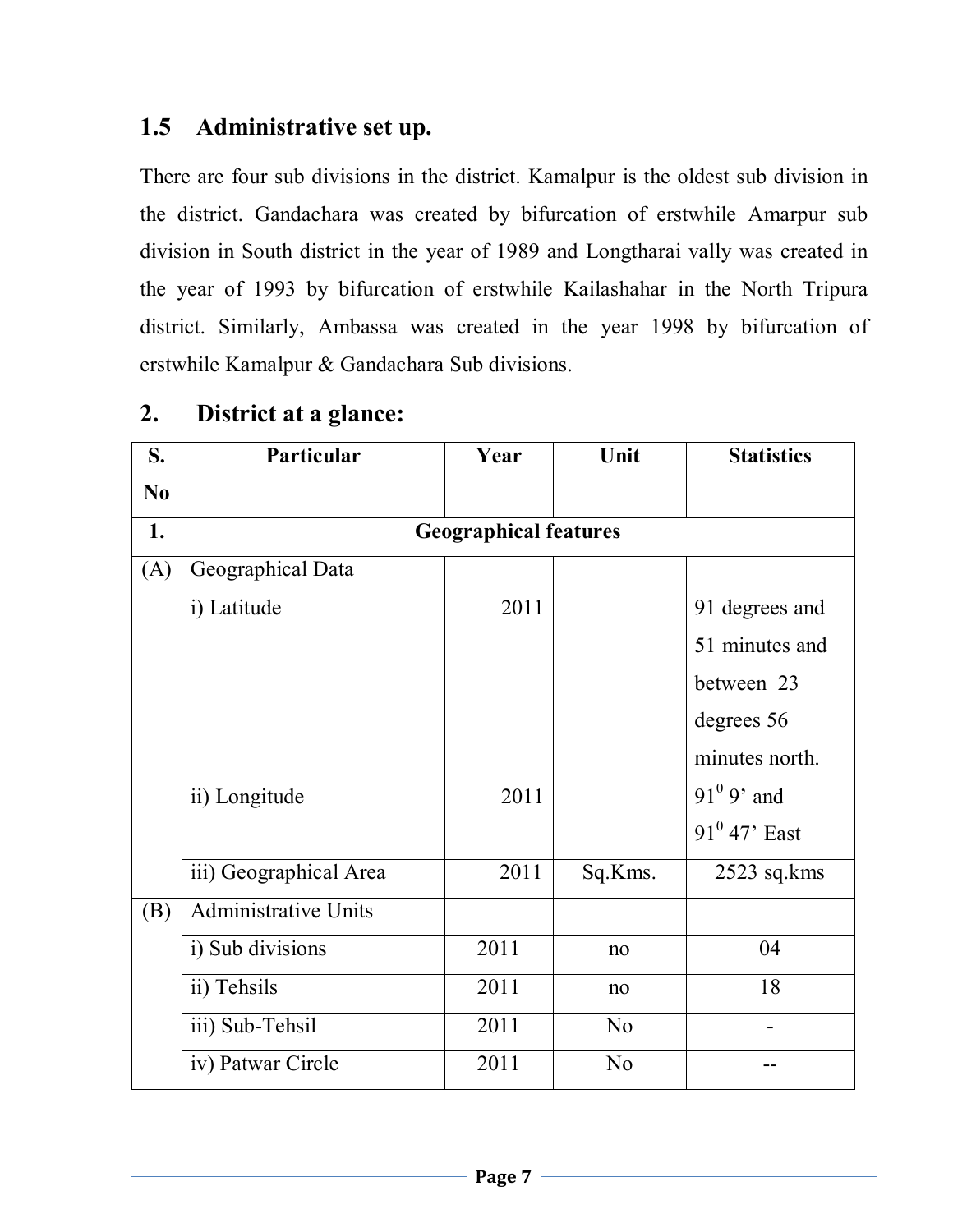## 1.5 Administrative set up.

There are four sub divisions in the district. Kamalpur is the oldest sub division in the district. Gandachara was created by bifurcation of erstwhile Amarpur sub division in South district in the year of 1989 and Longtharai vally was created in the year of 1993 by bifurcation of erstwhile Kailashahar in the North Tripura district. Similarly, Ambassa was created in the year 1998 by bifurcation of erstwhile Kamalpur & Gandachara Sub divisions.

## 2. District at a glance:

| S. No | Particular | Year | Unit | Statistics |
|---|---|---|---|---|
| 1. | **Geographical features** | | | |
| (A) | Geographical Data | | | |
| | i) Latitude | 2011 | | 91 degrees and 51 minutes and between 23 degrees 56 minutes north. |
| | ii) Longitude | 2011 | | $91^0$ 9’ and $91^0$ 47’ East |
| | iii) Geographical Area | 2011 | Sq.Kms. | 2523 sq.kms |
| (B) | Administrative Units | | | |
| | i) Sub divisions | 2011 | no | 04 |
| | ii) Tehsils | 2011 | no | 18 |
| | iii) Sub-Tehsil | 2011 | No | - |
| | iv) Patwar Circle | 2011 | No | -- |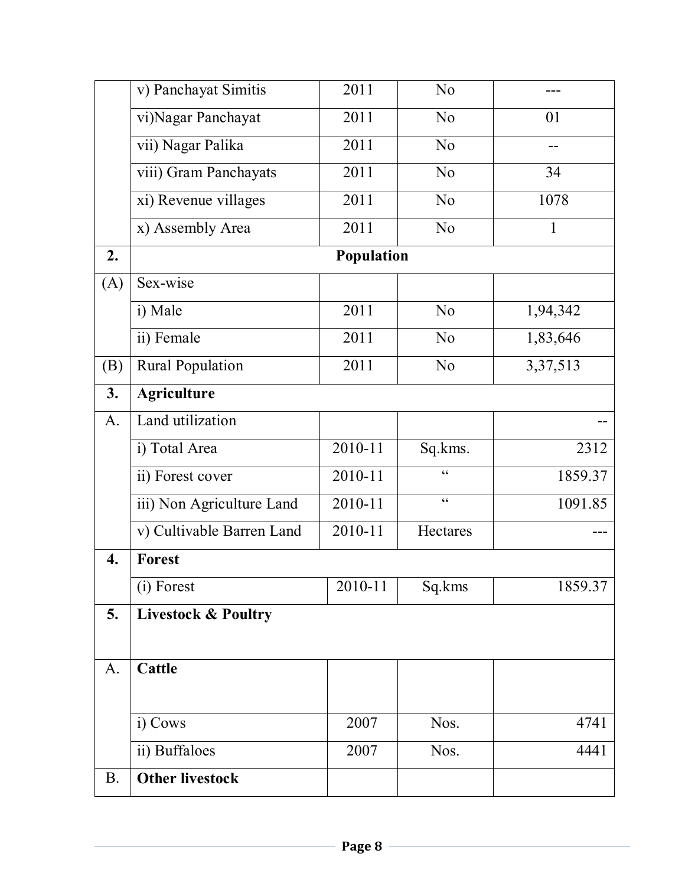| | | | | |
|---|---|---|---|---|
| | v) Panchayat Simitis | 2011 | No | --- |
| | vi)Nagar Panchayat | 2011 | No | 01 |
| | vii) Nagar Palika | 2011 | No | -- |
| | viii) Gram Panchayats | 2011 | No | 34 |
| | xi) Revenue villages | 2011 | No | 1078 |
| | x) Assembly Area | 2011 | No | 1 |
| **2.** | **Population** | | | |
| (A) | Sex-wise | | | |
| | i) Male | 2011 | No | 1,94,342 |
| | ii) Female | 2011 | No | 1,83,646 |
| (B) | Rural Population | 2011 | No | 3,37,513 |
| **3.** | **Agriculture** | | | |
| A. | Land utilization | | | -- |
| | i) Total Area | 2010-11 | Sq.kms. | 2312 |
| | ii) Forest cover | 2010-11 | " | 1859.37 |
| | iii) Non Agriculture Land | 2010-11 | " | 1091.85 |
| | v) Cultivable Barren Land | 2010-11 | Hectares | --- |
| **4.** | **Forest** | | | |
| | (i) Forest | 2010-11 | Sq.kms | 1859.37 |
| **5.** | **Livestock & Poultry** | | | |
| A. | **Cattle** | | | |
| | i) Cows | 2007 | Nos. | 4741 |
| | ii) Buffaloes | 2007 | Nos. | 4441 |
| B. | **Other livestock** | | | |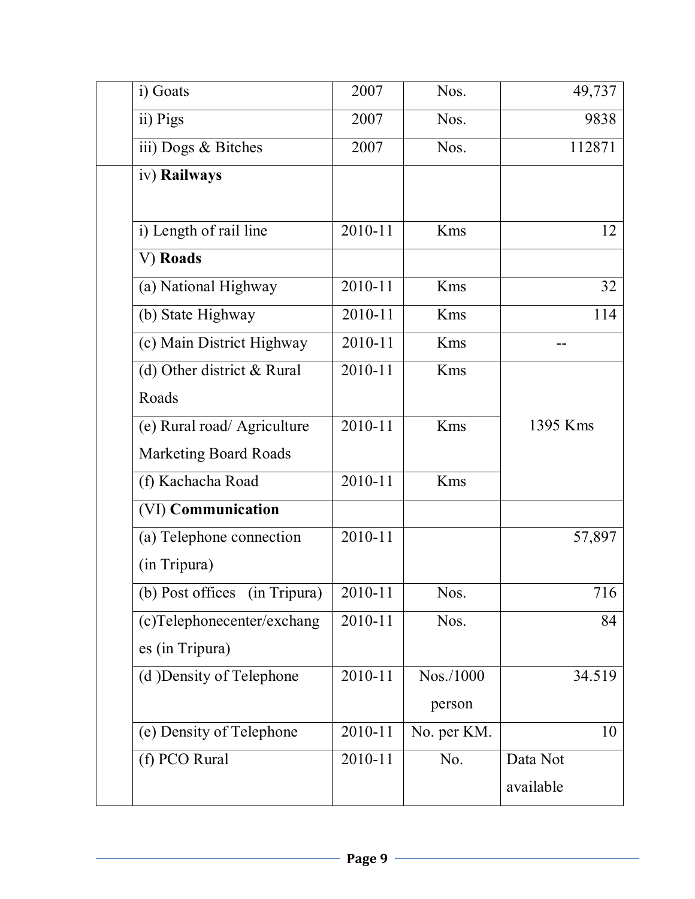|  | Item | Year | Unit | Value |
|---|---|---|---|---|
|  | i) Goats | 2007 | Nos. | 49,737 |
|  | ii) Pigs | 2007 | Nos. | 9838 |
|  | iii) Dogs & Bitches | 2007 | Nos. | 112871 |
|  | iv) **Railways** |  |  |  |
|  | i) Length of rail line | 2010-11 | Kms | 12 |
|  | V) **Roads** |  |  |  |
|  | (a) National Highway | 2010-11 | Kms | 32 |
|  | (b) State Highway | 2010-11 | Kms | 114 |
|  | (c) Main District Highway | 2010-11 | Kms | -- |
|  | (d) Other district & Rural Roads | 2010-11 | Kms | 1395 Kms |
|  | (e) Rural road/ Agriculture Marketing Board Roads | 2010-11 | Kms |  |
|  | (f) Kachacha Road | 2010-11 | Kms |  |
|  | (VI) **Communication** |  |  |  |
|  | (a) Telephone connection (in Tripura) | 2010-11 |  | 57,897 |
|  | (b) Post offices (in Tripura) | 2010-11 | Nos. | 716 |
|  | (c)Telephonecenter/exchanges (in Tripura) | 2010-11 | Nos. | 84 |
|  | (d )Density of Telephone | 2010-11 | Nos./1000 person | 34.519 |
|  | (e) Density of Telephone | 2010-11 | No. per KM. | 10 |
|  | (f) PCO Rural | 2010-11 | No. | Data Not available |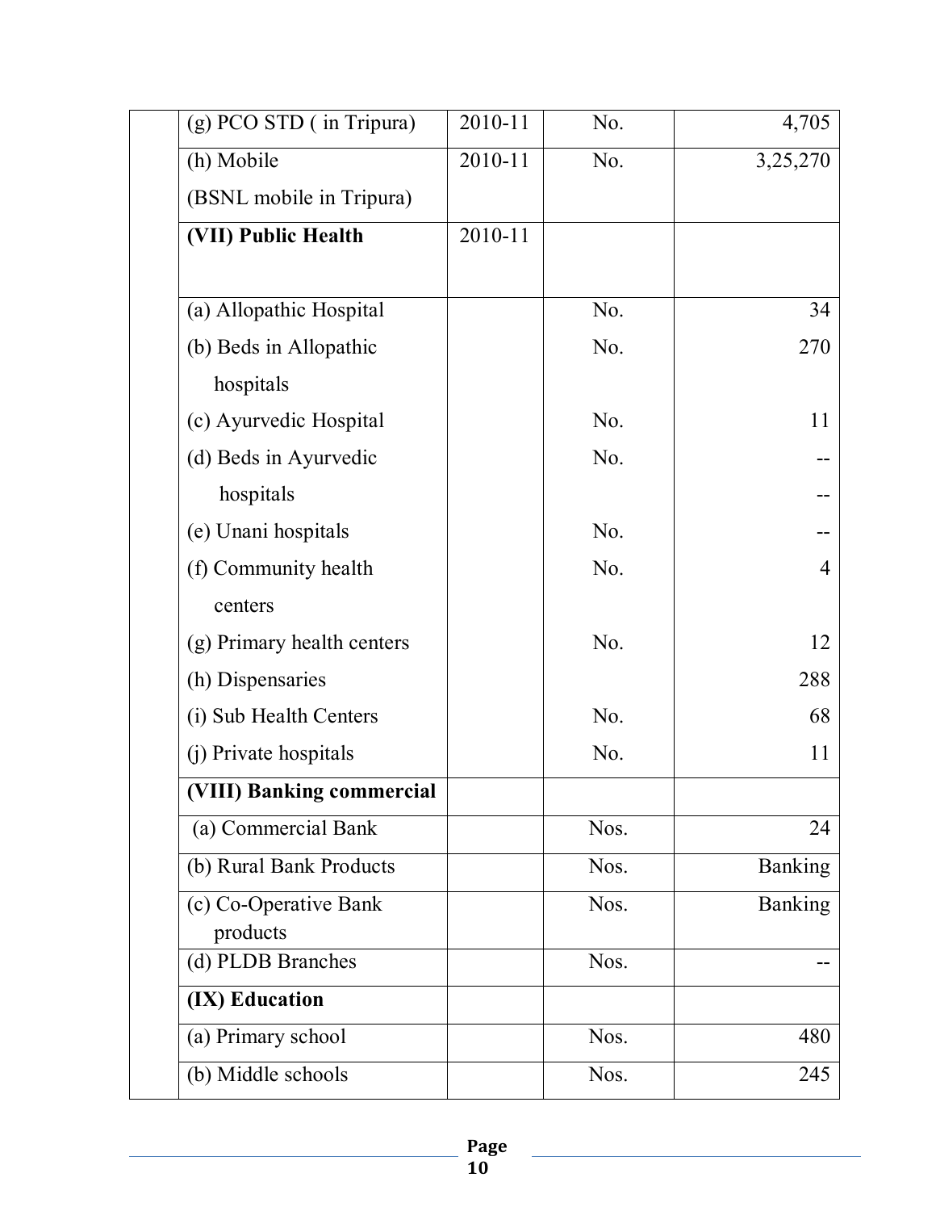| | | | | |
|---|---|---|---|---|
| | (g) PCO STD ( in Tripura) | 2010-11 | No. | 4,705 |
| | (h) Mobile (BSNL mobile in Tripura) | 2010-11 | No. | 3,25,270 |
| | **(VII) Public Health** | 2010-11 | | |
| | (a) Allopathic Hospital | | No. | 34 |
| | (b) Beds in Allopathic hospitals | | No. | 270 |
| | (c) Ayurvedic Hospital | | No. | 11 |
| | (d) Beds in Ayurvedic hospitals | | No. | -- -- |
| | (e) Unani hospitals | | No. | -- |
| | (f) Community health centers | | No. | 4 |
| | (g) Primary health centers | | No. | 12 |
| | (h) Dispensaries | | | 288 |
| | (i) Sub Health Centers | | No. | 68 |
| | (j) Private hospitals | | No. | 11 |
| | **(VIII) Banking commercial** | | | |
| | (a) Commercial Bank | | Nos. | 24 |
| | (b) Rural Bank Products | | Nos. | Banking |
| | (c) Co-Operative Bank products | | Nos. | Banking |
| | (d) PLDB Branches | | Nos. | -- |
| | **(IX) Education** | | | |
| | (a) Primary school | | Nos. | 480 |
| | (b) Middle schools | | Nos. | 245 |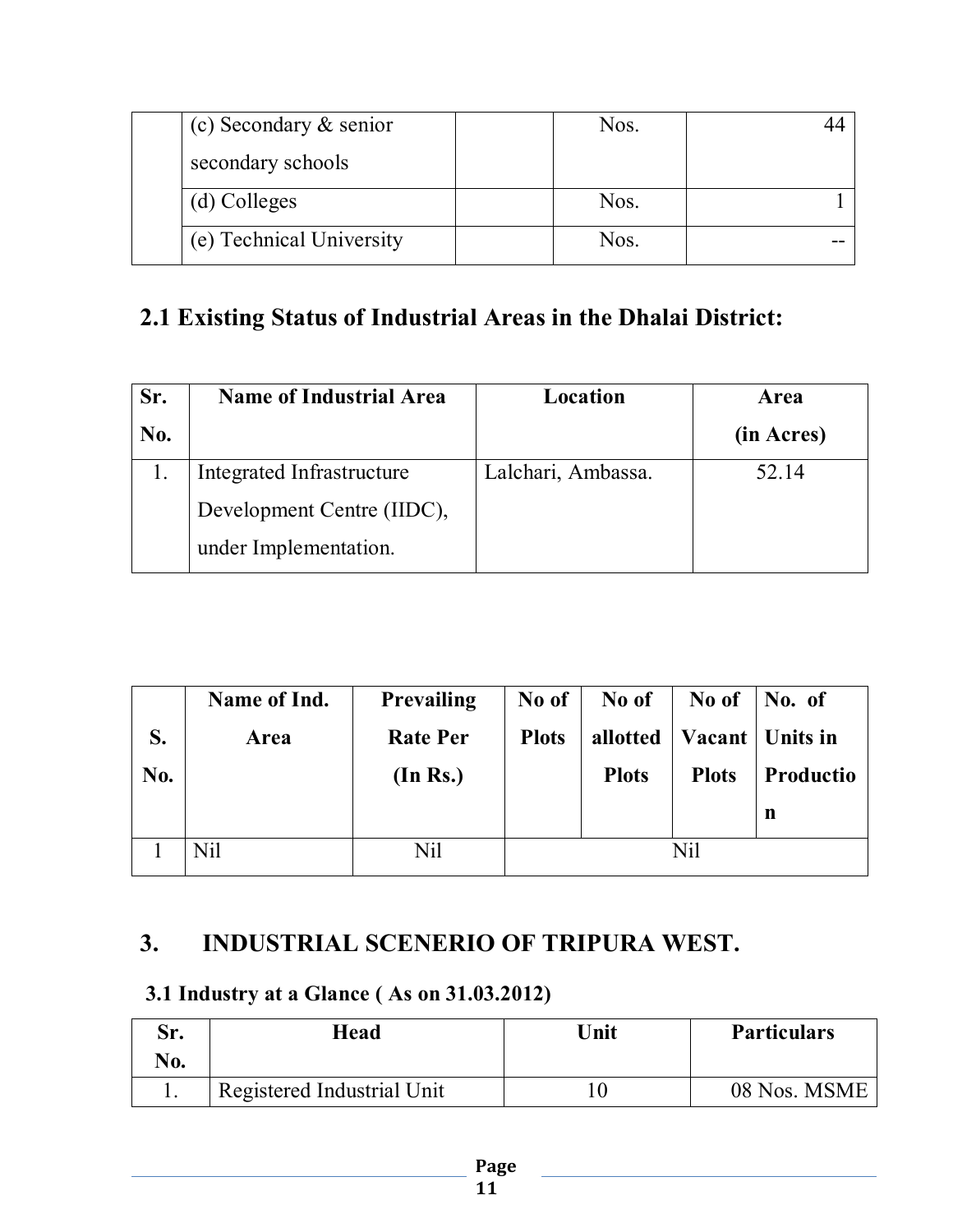|  | (c) Secondary & senior secondary schools |  | Nos. | 44 |
|---|---|---|---|---|
|  | (d) Colleges |  | Nos. | 1 |
|  | (e) Technical University |  | Nos. | -- |

## 2.1 Existing Status of Industrial Areas in the Dhalai District:

| Sr. No. | Name of Industrial Area | Location | Area (in Acres) |
|---|---|---|---|
| 1. | Integrated Infrastructure Development Centre (IIDC), under Implementation. | Lalchari, Ambassa. | 52.14 |

| S. No. | Name of Ind. Area | Prevailing Rate Per (In Rs.) | No of Plots | No of allotted Plots | No of Vacant Plots | No. of Units in Production |
|---|---|---|---|---|---|---|
| 1 | Nil | Nil | Nil |  |  |  |

## 3. INDUSTRIAL SCENERIO OF TRIPURA WEST.

### 3.1 Industry at a Glance ( As on 31.03.2012)

| Sr. No. | Head | Unit | Particulars |
|---|---|---|---|
| 1. | Registered Industrial Unit | 10 | 08 Nos. MSME |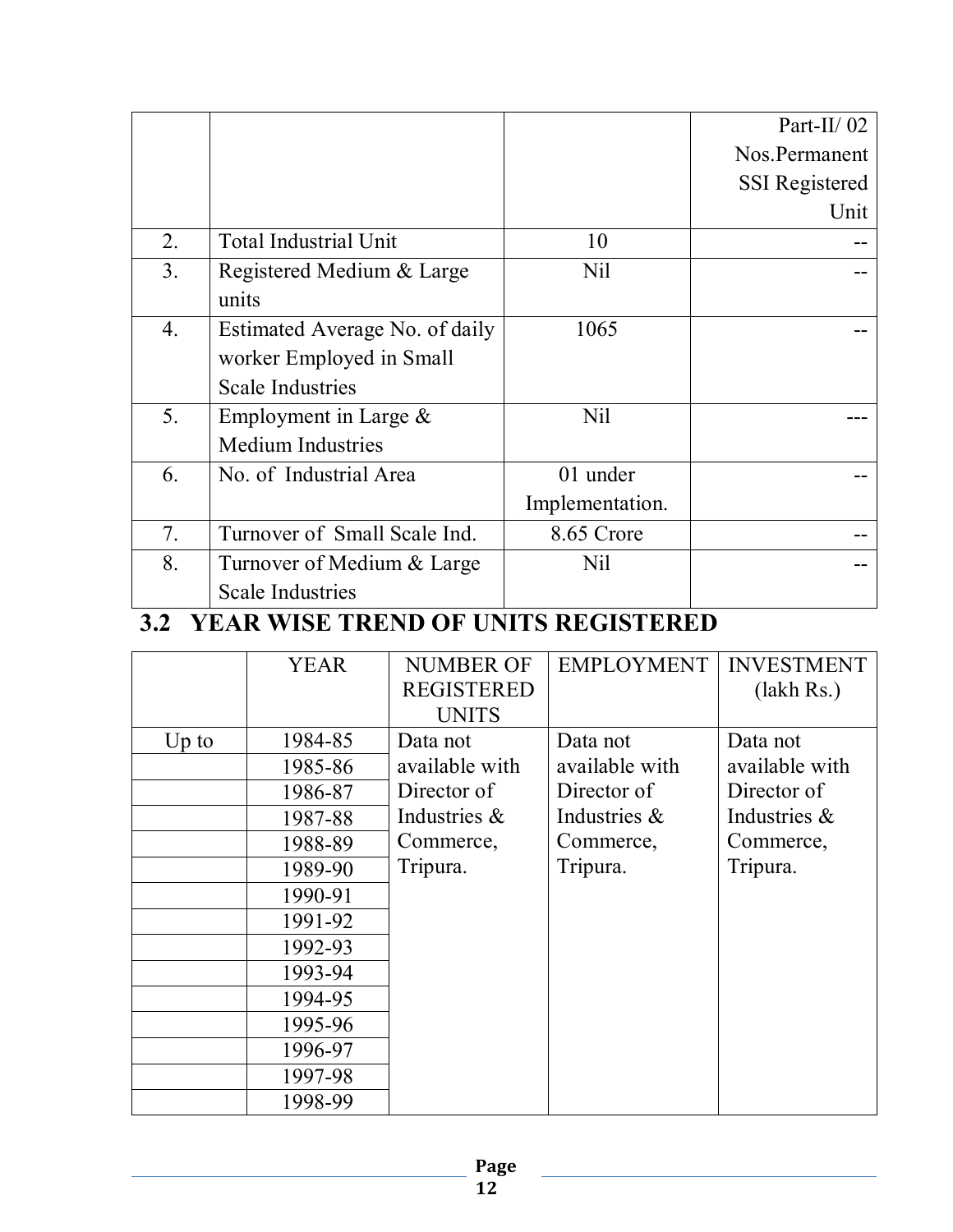| | | | Part-II/ 02 Nos.Permanent SSI Registered Unit |
|---|---|---|---|
| 2. | Total Industrial Unit | 10 | -- |
| 3. | Registered Medium & Large units | Nil | -- |
| 4. | Estimated Average No. of daily worker Employed in Small Scale Industries | 1065 | -- |
| 5. | Employment in Large & Medium Industries | Nil | --- |
| 6. | No. of Industrial Area | 01 under Implementation. | -- |
| 7. | Turnover of Small Scale Ind. | 8.65 Crore | -- |
| 8. | Turnover of Medium & Large Scale Industries | Nil | -- |

## 3.2 YEAR WISE TREND OF UNITS REGISTERED

| | YEAR | NUMBER OF REGISTERED UNITS | EMPLOYMENT | INVESTMENT (lakh Rs.) |
|---|---|---|---|---|
| Up to | 1984-85 | Data not available with Director of Industries & Commerce, Tripura. | Data not available with Director of Industries & Commerce, Tripura. | Data not available with Director of Industries & Commerce, Tripura. |
| | 1985-86 | | | |
| | 1986-87 | | | |
| | 1987-88 | | | |
| | 1988-89 | | | |
| | 1989-90 | | | |
| | 1990-91 | | | |
| | 1991-92 | | | |
| | 1992-93 | | | |
| | 1993-94 | | | |
| | 1994-95 | | | |
| | 1995-96 | | | |
| | 1996-97 | | | |
| | 1997-98 | | | |
| | 1998-99 | | | |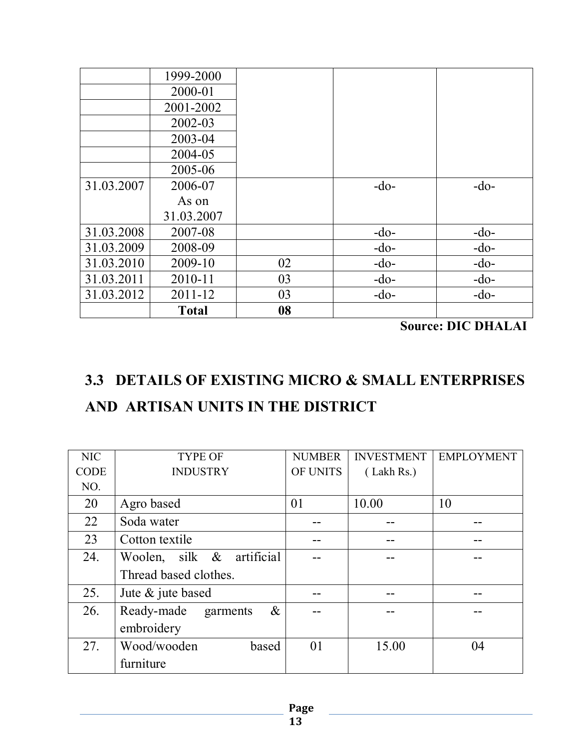| | | | | |
|---|---|---|---|---|
| | 1999-2000 | | | |
| | 2000-01 | | | |
| | 2001-2002 | | | |
| | 2002-03 | | | |
| | 2003-04 | | | |
| | 2004-05 | | | |
| | 2005-06 | | | |
| 31.03.2007 | 2006-07 As on 31.03.2007 | | -do- | -do- |
| 31.03.2008 | 2007-08 | | -do- | -do- |
| 31.03.2009 | 2008-09 | | -do- | -do- |
| 31.03.2010 | 2009-10 | 02 | -do- | -do- |
| 31.03.2011 | 2010-11 | 03 | -do- | -do- |
| 31.03.2012 | 2011-12 | 03 | -do- | -do- |
| | **Total** | **08** | | |

**Source: DIC DHALAI**

## 3.3 DETAILS OF EXISTING MICRO & SMALL ENTERPRISES AND ARTISAN UNITS IN THE DISTRICT

| NIC CODE NO. | TYPE OF INDUSTRY | NUMBER OF UNITS | INVESTMENT ( Lakh Rs.) | EMPLOYMENT |
|---|---|---|---|---|
| 20 | Agro based | 01 | 10.00 | 10 |
| 22 | Soda water | -- | -- | -- |
| 23 | Cotton textile | -- | -- | -- |
| 24. | Woolen, silk & artificial Thread based clothes. | -- | -- | -- |
| 25. | Jute & jute based | -- | -- | -- |
| 26. | Ready-made garments & embroidery | -- | -- | -- |
| 27. | Wood/wooden based furniture | 01 | 15.00 | 04 |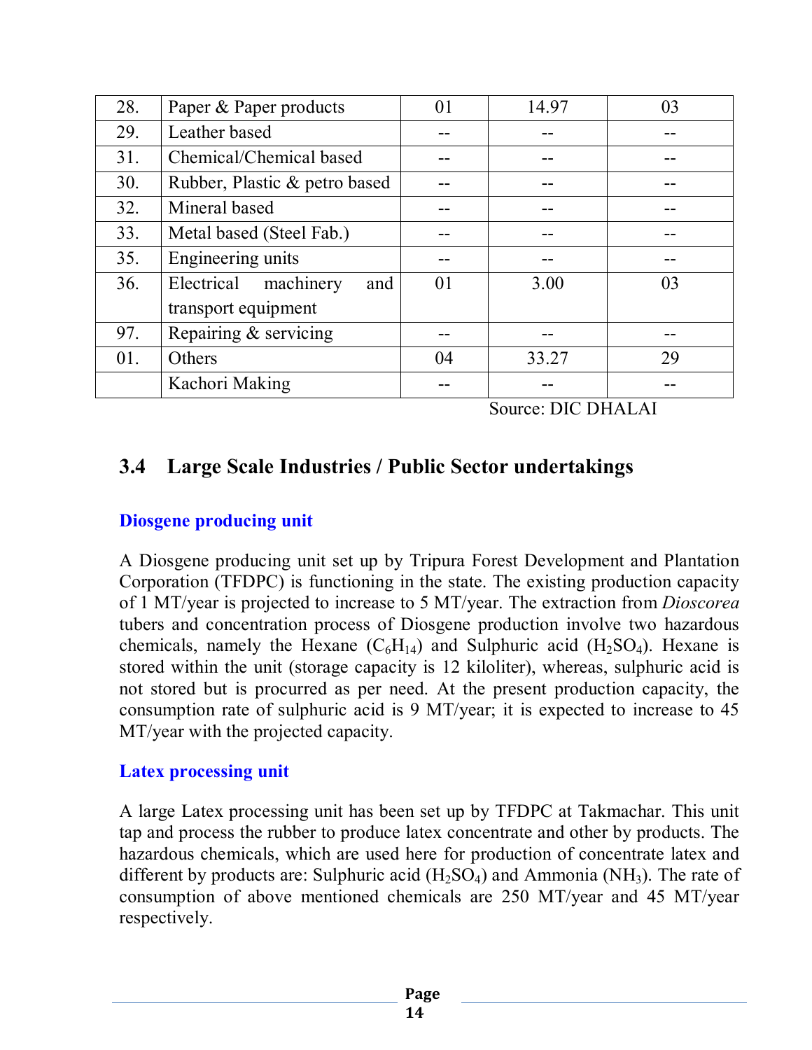| | | | | |
|---|---|---|---|---|
| 28. | Paper & Paper products | 01 | 14.97 | 03 |
| 29. | Leather based | -- | -- | -- |
| 31. | Chemical/Chemical based | -- | -- | -- |
| 30. | Rubber, Plastic & petro based | -- | -- | -- |
| 32. | Mineral based | -- | -- | -- |
| 33. | Metal based (Steel Fab.) | -- | -- | -- |
| 35. | Engineering units | -- | -- | -- |
| 36. | Electrical machinery and transport equipment | 01 | 3.00 | 03 |
| 97. | Repairing & servicing | -- | -- | -- |
| 01. | Others | 04 | 33.27 | 29 |
| | Kachori Making | -- | -- | -- |

Source: DIC DHALAI

## 3.4 Large Scale Industries / Public Sector undertakings

### Diosgene producing unit

A Diosgene producing unit set up by Tripura Forest Development and Plantation Corporation (TFDPC) is functioning in the state. The existing production capacity of 1 MT/year is projected to increase to 5 MT/year. The extraction from *Dioscorea* tubers and concentration process of Diosgene production involve two hazardous chemicals, namely the Hexane ($C_6H_{14}$) and Sulphuric acid ($H_2SO_4$). Hexane is stored within the unit (storage capacity is 12 kiloliter), whereas, sulphuric acid is not stored but is procured as per need. At the present production capacity, the consumption rate of sulphuric acid is 9 MT/year; it is expected to increase to 45 MT/year with the projected capacity.

### Latex processing unit

A large Latex processing unit has been set up by TFDPC at Takmachar. This unit tap and process the rubber to produce latex concentrate and other by products. The hazardous chemicals, which are used here for production of concentrate latex and different by products are: Sulphuric acid ($H_2SO_4$) and Ammonia ($NH_3$). The rate of consumption of above mentioned chemicals are 250 MT/year and 45 MT/year respectively.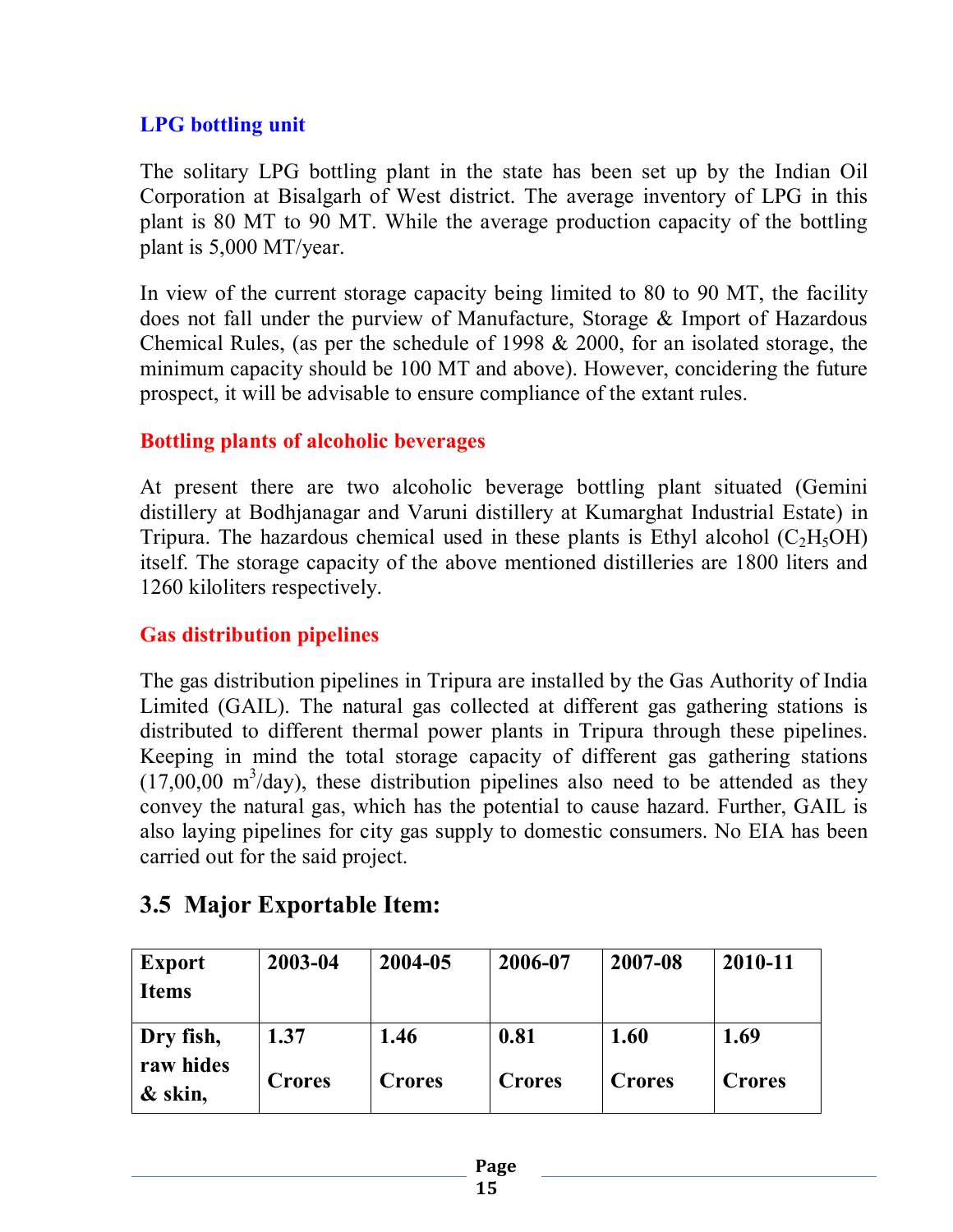### LPG bottling unit

The solitary LPG bottling plant in the state has been set up by the Indian Oil Corporation at Bisalgarh of West district. The average inventory of LPG in this plant is 80 MT to 90 MT. While the average production capacity of the bottling plant is 5,000 MT/year.

In view of the current storage capacity being limited to 80 to 90 MT, the facility does not fall under the purview of Manufacture, Storage & Import of Hazardous Chemical Rules, (as per the schedule of 1998 & 2000, for an isolated storage, the minimum capacity should be 100 MT and above). However, concidering the future prospect, it will be advisable to ensure compliance of the extant rules.

### Bottling plants of alcoholic beverages

At present there are two alcoholic beverage bottling plant situated (Gemini distillery at Bodhjanagar and Varuni distillery at Kumarghat Industrial Estate) in Tripura. The hazardous chemical used in these plants is Ethyl alcohol ($C_2H_5OH$) itself. The storage capacity of the above mentioned distilleries are 1800 liters and 1260 kiloliters respectively.

### Gas distribution pipelines

The gas distribution pipelines in Tripura are installed by the Gas Authority of India Limited (GAIL). The natural gas collected at different gas gathering stations is distributed to different thermal power plants in Tripura through these pipelines. Keeping in mind the total storage capacity of different gas gathering stations (17,00,00 $m^3$/day), these distribution pipelines also need to be attended as they convey the natural gas, which has the potential to cause hazard. Further, GAIL is also laying pipelines for city gas supply to domestic consumers. No EIA has been carried out for the said project.

## 3.5 Major Exportable Item:

| Export Items | 2003-04 | 2004-05 | 2006-07 | 2007-08 | 2010-11 |
|---|---|---|---|---|---|
| Dry fish, raw hides & skin, | 1.37 Crores | 1.46 Crores | 0.81 Crores | 1.60 Crores | 1.69 Crores |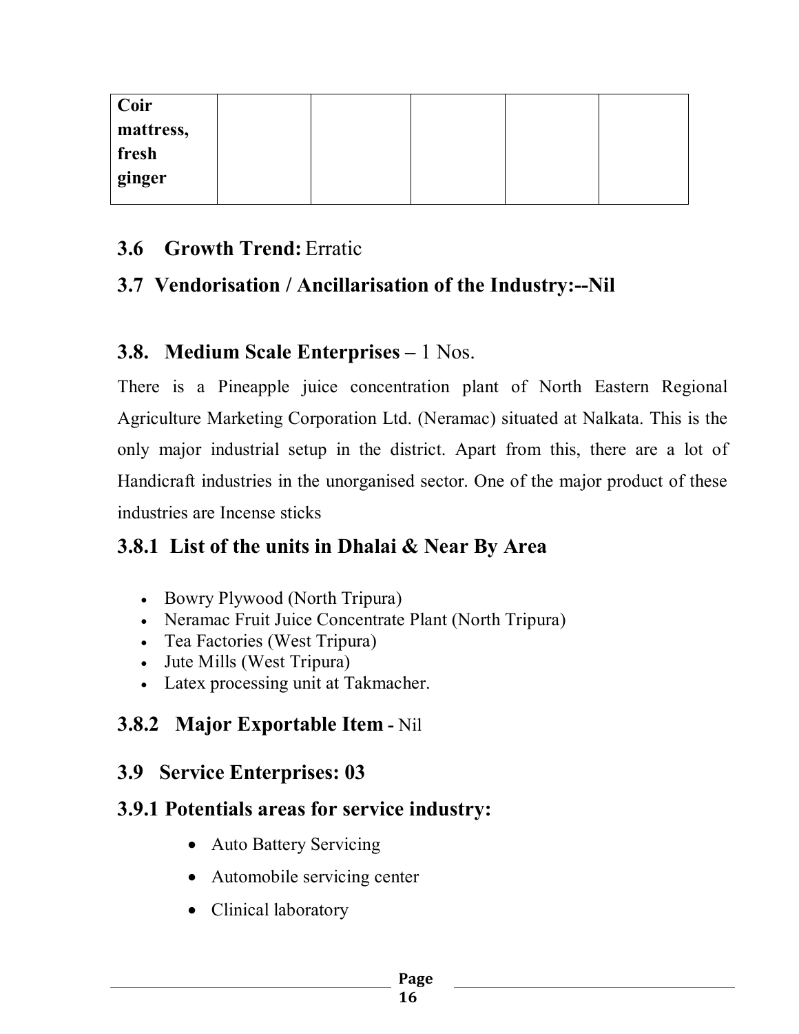| **Coir mattress, fresh ginger** | | | | | |
|---|---|---|---|---|---|

## 3.6 Growth Trend: Erratic

## 3.7 Vendorisation / Ancillarisation of the Industry:--Nil

## 3.8. Medium Scale Enterprises – 1 Nos.

There is a Pineapple juice concentration plant of North Eastern Regional Agriculture Marketing Corporation Ltd. (Neramac) situated at Nalkata. This is the only major industrial setup in the district. Apart from this, there are a lot of Handicraft industries in the unorganised sector. One of the major product of these industries are Incense sticks

### 3.8.1 List of the units in Dhalai & Near By Area

- Bowry Plywood (North Tripura)
- Neramac Fruit Juice Concentrate Plant (North Tripura)
- Tea Factories (West Tripura)
- Jute Mills (West Tripura)
- Latex processing unit at Takmacher.

### 3.8.2 Major Exportable Item - Nil

## 3.9 Service Enterprises: 03

### 3.9.1 Potentials areas for service industry:

- Auto Battery Servicing
- Automobile servicing center
- Clinical laboratory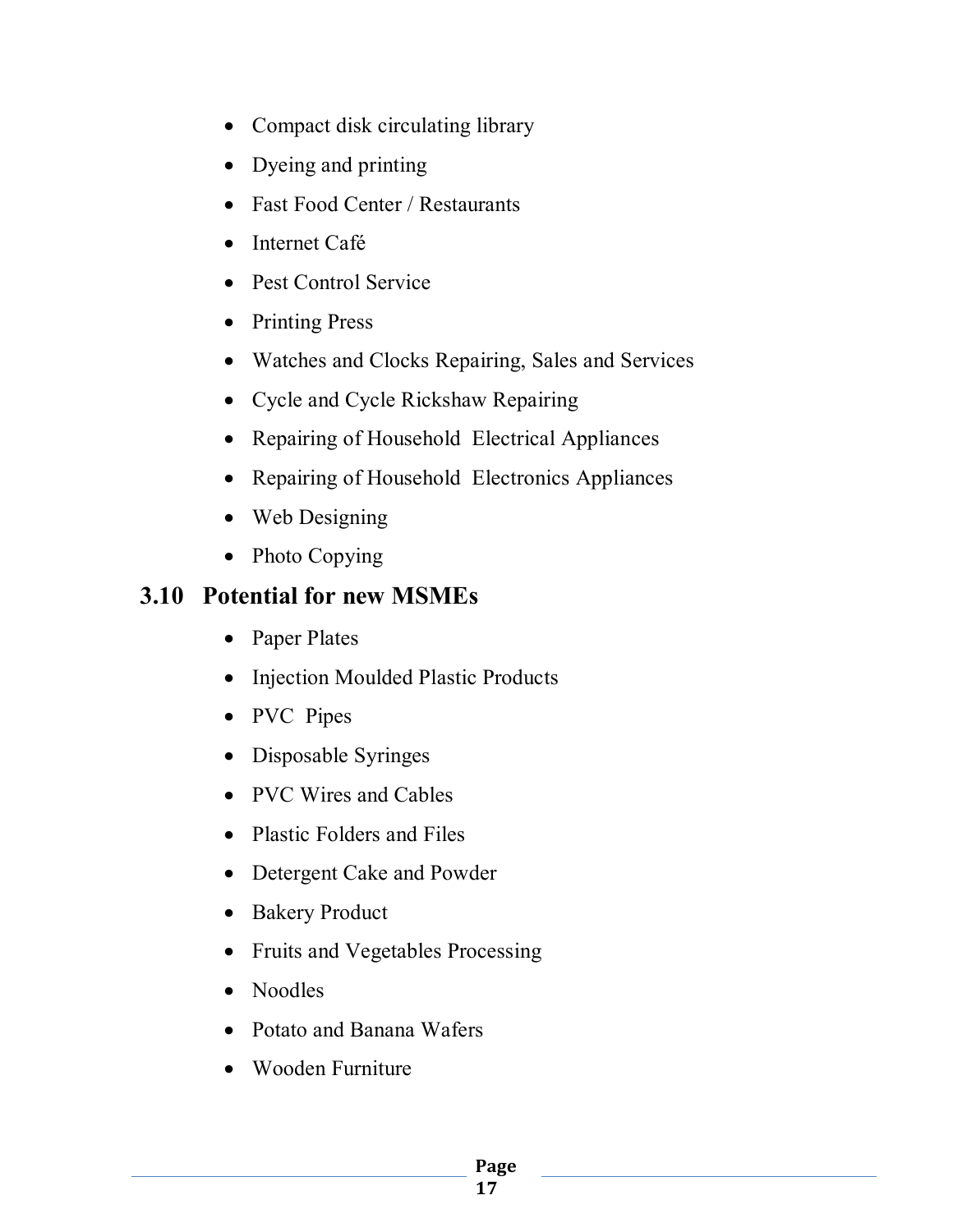- Compact disk circulating library
- Dyeing and printing
- Fast Food Center / Restaurants
- Internet Café
- Pest Control Service
- Printing Press
- Watches and Clocks Repairing, Sales and Services
- Cycle and Cycle Rickshaw Repairing
- Repairing of Household Electrical Appliances
- Repairing of Household Electronics Appliances
- Web Designing
- Photo Copying

## 3.10 Potential for new MSMEs

- Paper Plates
- Injection Moulded Plastic Products
- PVC Pipes
- Disposable Syringes
- PVC Wires and Cables
- Plastic Folders and Files
- Detergent Cake and Powder
- Bakery Product
- Fruits and Vegetables Processing
- Noodles
- Potato and Banana Wafers
- Wooden Furniture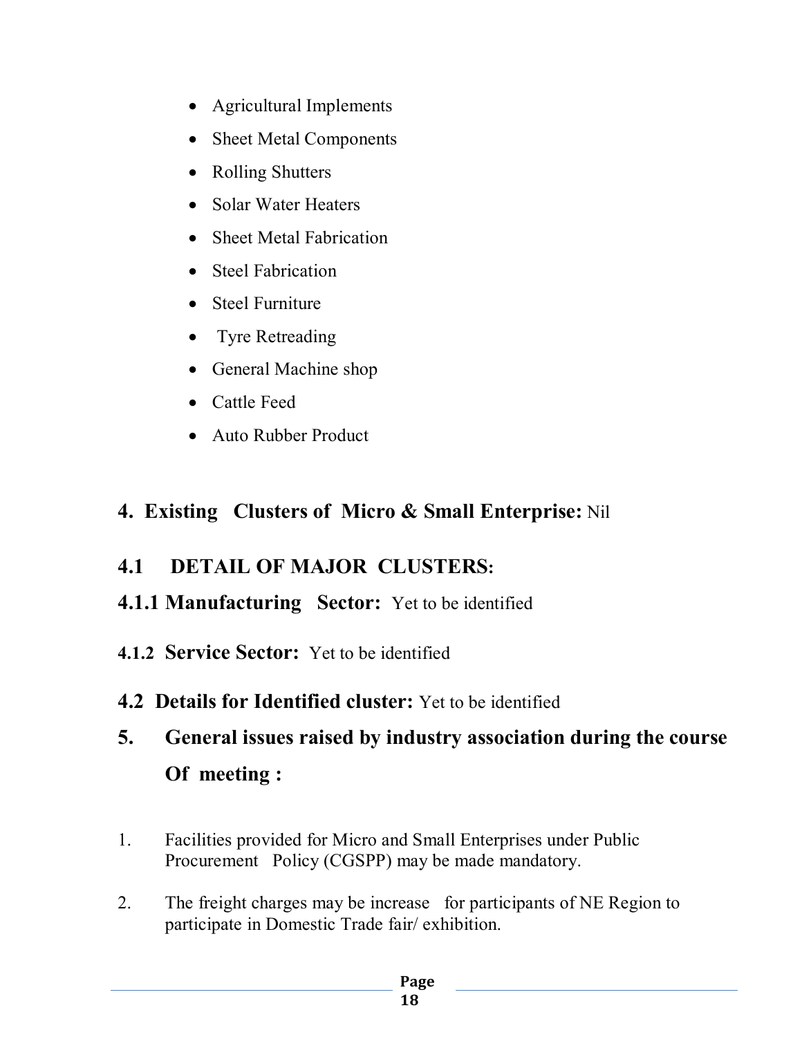- Agricultural Implements
- Sheet Metal Components
- Rolling Shutters
- Solar Water Heaters
- Sheet Metal Fabrication
- Steel Fabrication
- Steel Furniture
- Tyre Retreading
- General Machine shop
- Cattle Feed
- Auto Rubber Product

## 4. Existing Clusters of Micro & Small Enterprise: Nil

### 4.1 DETAIL OF MAJOR CLUSTERS:

#### 4.1.1 Manufacturing Sector: Yet to be identified

#### 4.1.2 Service Sector: Yet to be identified

### 4.2 Details for Identified cluster: Yet to be identified

## 5. General issues raised by industry association during the course Of meeting :

1. Facilities provided for Micro and Small Enterprises under Public Procurement Policy (CGSPP) may be made mandatory.

2. The freight charges may be increase for participants of NE Region to participate in Domestic Trade fair/ exhibition.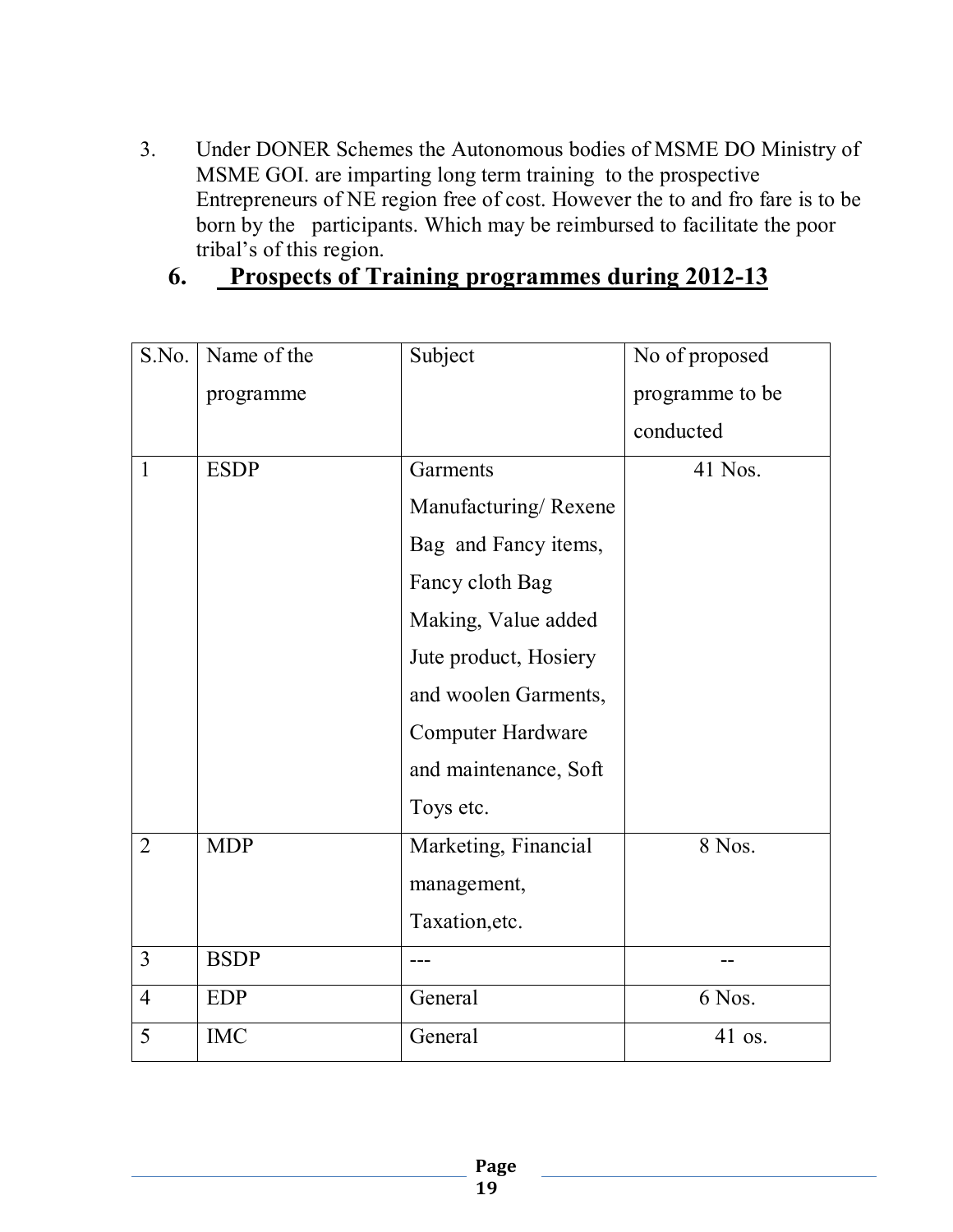3. Under DONER Schemes the Autonomous bodies of MSME DO Ministry of MSME GOI. are imparting long term training to the prospective Entrepreneurs of NE region free of cost. However the to and fro fare is to be born by the participants. Which may be reimbursed to facilitate the poor tribal's of this region.

## 6. Prospects of Training programmes during 2012-13

| S.No. | Name of the programme | Subject | No of proposed programme to be conducted |
|---|---|---|---|
| 1 | ESDP | Garments Manufacturing/ Rexene Bag and Fancy items, Fancy cloth Bag Making, Value added Jute product, Hosiery and woolen Garments, Computer Hardware and maintenance, Soft Toys etc. | 41 Nos. |
| 2 | MDP | Marketing, Financial management, Taxation,etc. | 8 Nos. |
| 3 | BSDP | --- | -- |
| 4 | EDP | General | 6 Nos. |
| 5 | IMC | General | 41 os. |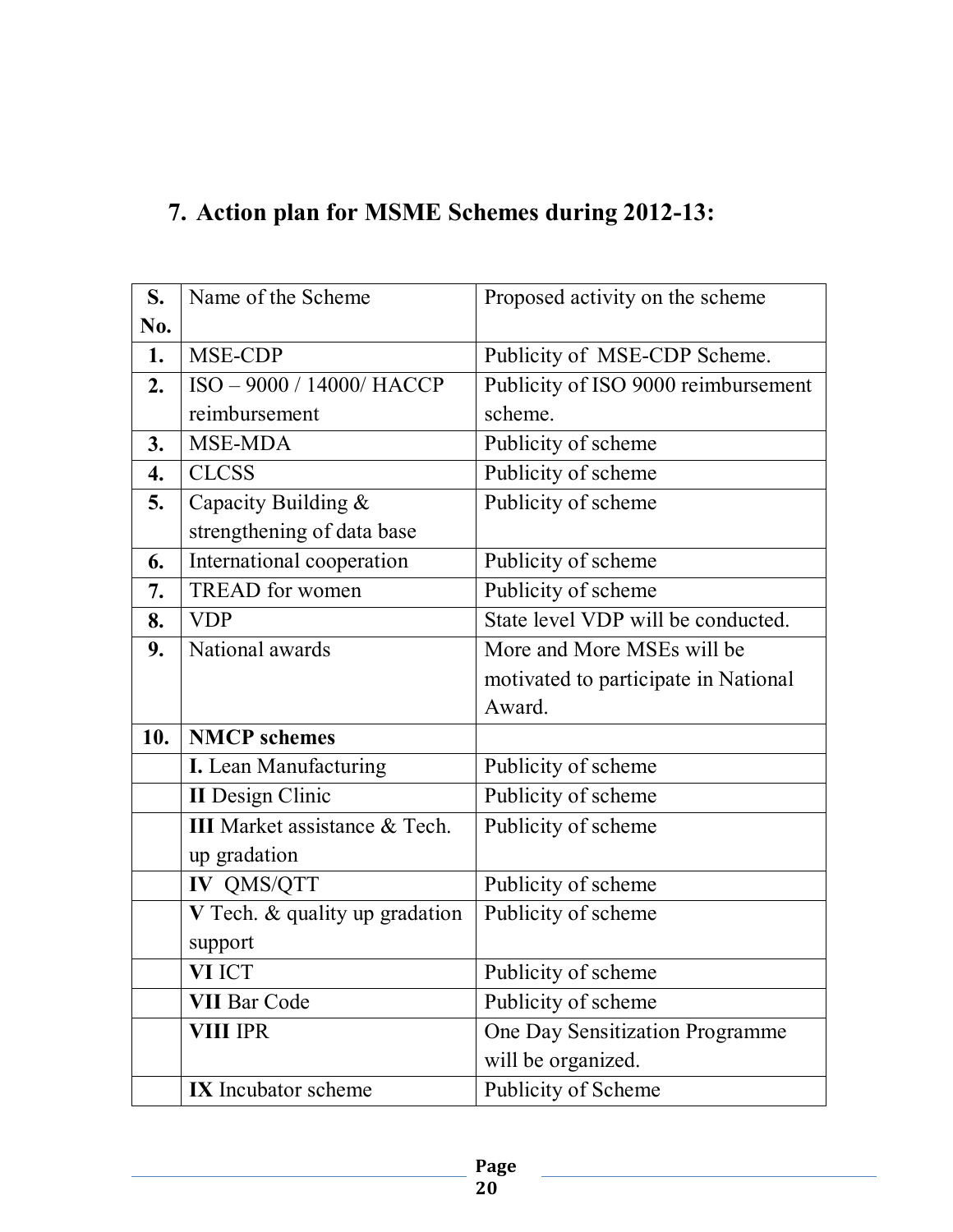## 7. Action plan for MSME Schemes during 2012-13:

| S. No. | Name of the Scheme | Proposed activity on the scheme |
|---|---|---|
| **1.** | MSE-CDP | Publicity of MSE-CDP Scheme. |
| **2.** | ISO – 9000 / 14000/ HACCP reimbursement | Publicity of ISO 9000 reimbursement scheme. |
| **3.** | MSE-MDA | Publicity of scheme |
| **4.** | CLCSS | Publicity of scheme |
| **5.** | Capacity Building & strengthening of data base | Publicity of scheme |
| **6.** | International cooperation | Publicity of scheme |
| **7.** | TREAD for women | Publicity of scheme |
| **8.** | VDP | State level VDP will be conducted. |
| **9.** | National awards | More and More MSEs will be motivated to participate in National Award. |
| **10.** | **NMCP schemes** | |
| | **I.** Lean Manufacturing | Publicity of scheme |
| | **II** Design Clinic | Publicity of scheme |
| | **III** Market assistance & Tech. up gradation | Publicity of scheme |
| | **IV** QMS/QTT | Publicity of scheme |
| | **V** Tech. & quality up gradation support | Publicity of scheme |
| | **VI** ICT | Publicity of scheme |
| | **VII** Bar Code | Publicity of scheme |
| | **VIII** IPR | One Day Sensitization Programme will be organized. |
| | **IX** Incubator scheme | Publicity of Scheme |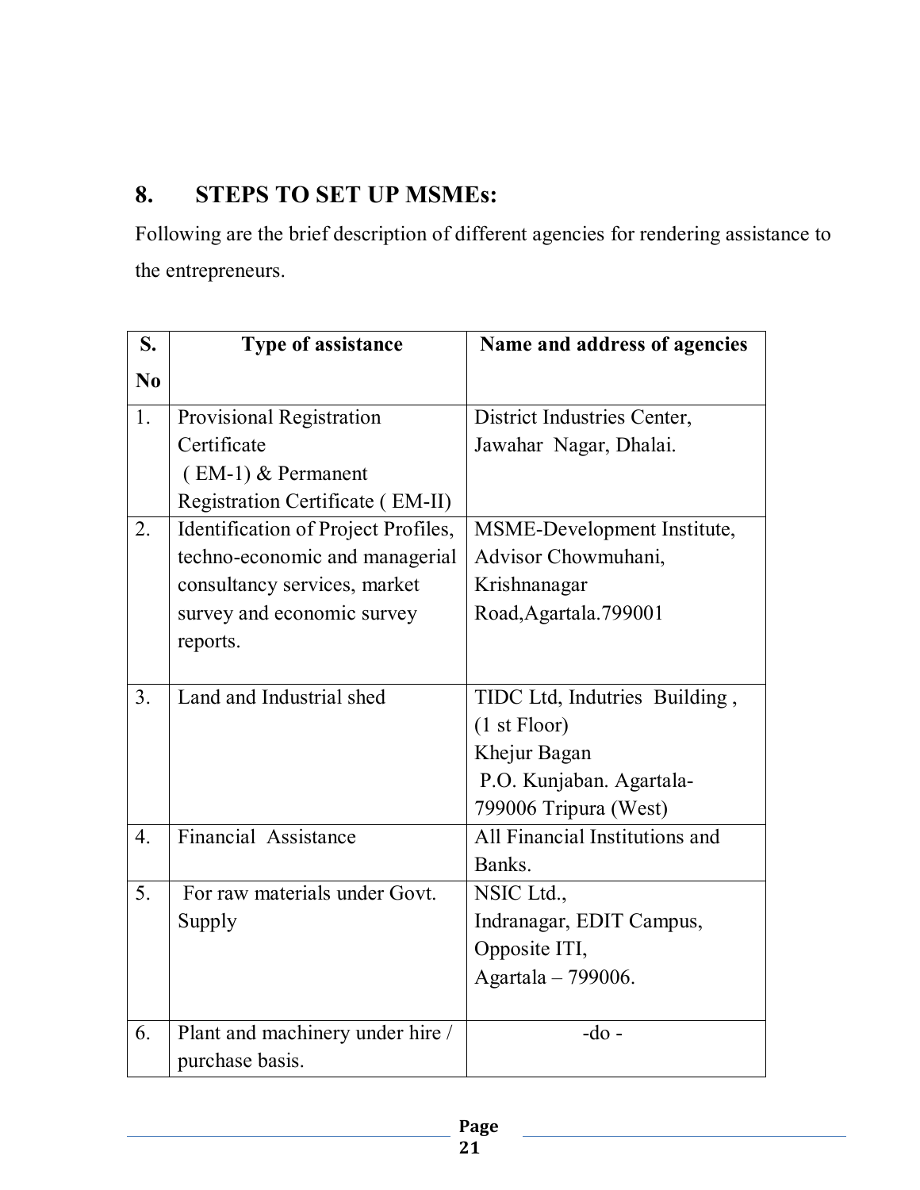## 8. STEPS TO SET UP MSMEs:

Following are the brief description of different agencies for rendering assistance to the entrepreneurs.

| S. No | Type of assistance | Name and address of agencies |
|---|---|---|
| 1. | Provisional Registration Certificate ( EM-1) & Permanent Registration Certificate ( EM-II) | District Industries Center, Jawahar Nagar, Dhalai. |
| 2. | Identification of Project Profiles, techno-economic and managerial consultancy services, market survey and economic survey reports. | MSME-Development Institute, Advisor Chowmuhani, Krishnanagar Road,Agartala.799001 |
| 3. | Land and Industrial shed | TIDC Ltd, Indutries Building , (1 st Floor) Khejur Bagan P.O. Kunjaban. Agartala-799006 Tripura (West) |
| 4. | Financial Assistance | All Financial Institutions and Banks. |
| 5. | For raw materials under Govt. Supply | NSIC Ltd., Indranagar, EDIT Campus, Opposite ITI, Agartala – 799006. |
| 6. | Plant and machinery under hire / purchase basis. | -do - |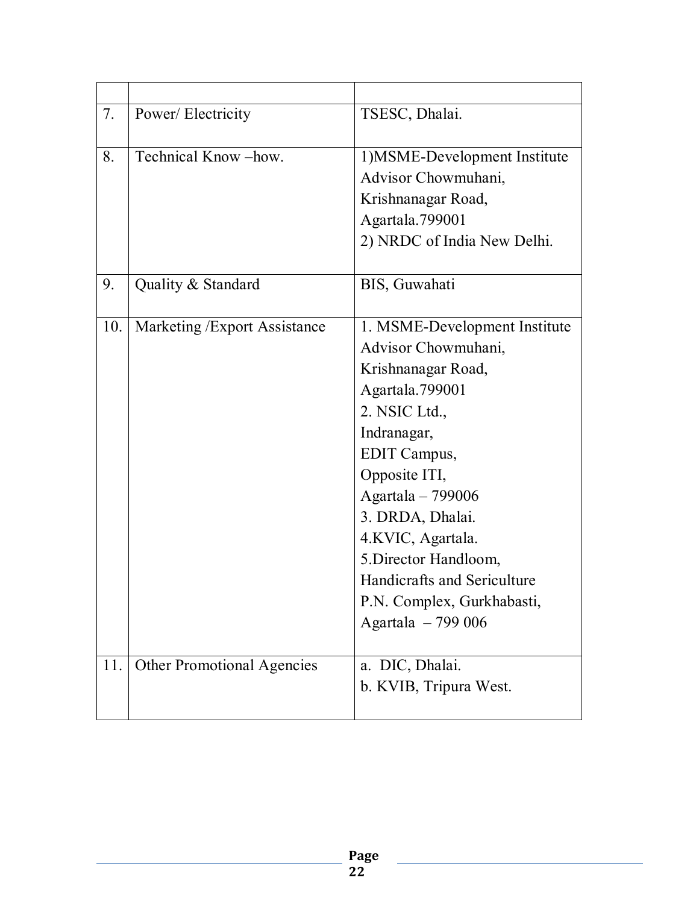| | | |
|---|---|---|
| 7. | Power/ Electricity | TSESC, Dhalai. |
| 8. | Technical Know –how. | 1)MSME-Development Institute Advisor Chowmuhani, Krishnanagar Road, Agartala.799001<br>2) NRDC of India New Delhi. |
| 9. | Quality & Standard | BIS, Guwahati |
| 10. | Marketing /Export Assistance | 1. MSME-Development Institute Advisor Chowmuhani, Krishnanagar Road, Agartala.799001<br>2. NSIC Ltd., Indranagar, EDIT Campus, Opposite ITI, Agartala – 799006<br>3. DRDA, Dhalai.<br>4.KVIC, Agartala.<br>5.Director Handloom, Handicrafts and Sericulture P.N. Complex, Gurkhabasti, Agartala – 799 006 |
| 11. | Other Promotional Agencies | a. DIC, Dhalai.<br>b. KVIB, Tripura West. |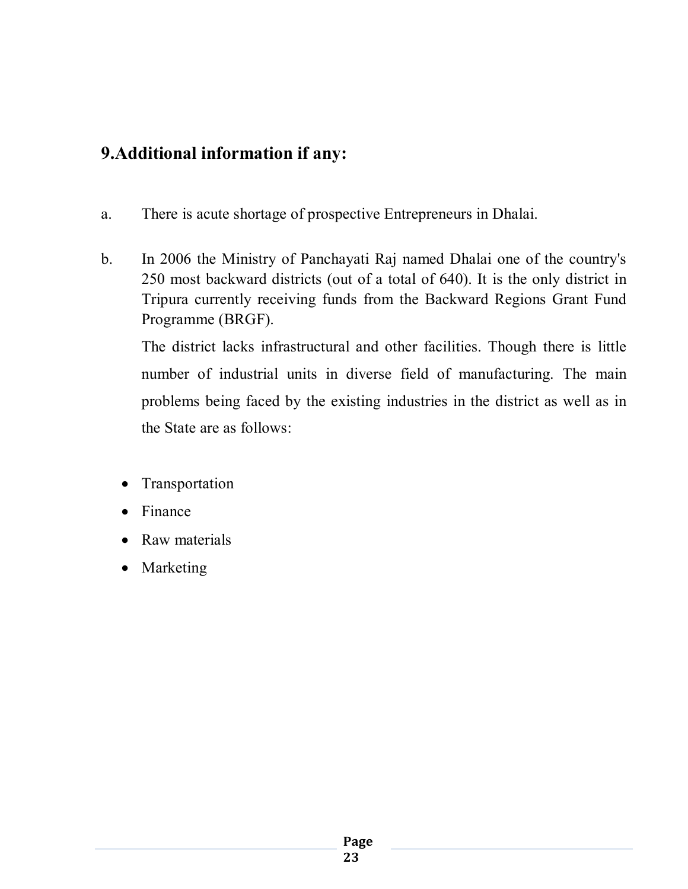## 9.Additional information if any:

a. There is acute shortage of prospective Entrepreneurs in Dhalai.

b. In 2006 the Ministry of Panchayati Raj named Dhalai one of the country's 250 most backward districts (out of a total of 640). It is the only district in Tripura currently receiving funds from the Backward Regions Grant Fund Programme (BRGF).

   The district lacks infrastructural and other facilities. Though there is little number of industrial units in diverse field of manufacturing. The main problems being faced by the existing industries in the district as well as in the State are as follows:

- Transportation
- Finance
- Raw materials
- Marketing